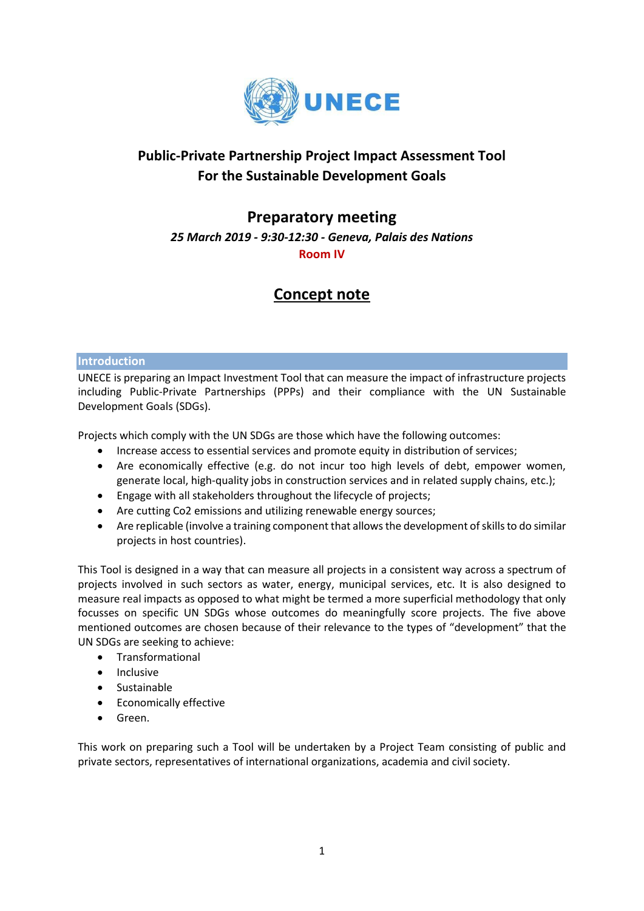# Public-Private Partnership Project Impact Assessment Tool For the Sustainable Development Goals

## Preparatory meeting

***25 March 2019 - 9:30-12:30 - Geneva, Palais des Nations***

**Room IV**

## Concept note

### Introduction

UNECE is preparing an Impact Investment Tool that can measure the impact of infrastructure projects including Public-Private Partnerships (PPPs) and their compliance with the UN Sustainable Development Goals (SDGs).

Projects which comply with the UN SDGs are those which have the following outcomes:

- Increase access to essential services and promote equity in distribution of services;
- Are economically effective (e.g. do not incur too high levels of debt, empower women, generate local, high-quality jobs in construction services and in related supply chains, etc.);
- Engage with all stakeholders throughout the lifecycle of projects;
- Are cutting Co2 emissions and utilizing renewable energy sources;
- Are replicable (involve a training component that allows the development of skills to do similar projects in host countries).

This Tool is designed in a way that can measure all projects in a consistent way across a spectrum of projects involved in such sectors as water, energy, municipal services, etc. It is also designed to measure real impacts as opposed to what might be termed a more superficial methodology that only focusses on specific UN SDGs whose outcomes do meaningfully score projects. The five above mentioned outcomes are chosen because of their relevance to the types of “development” that the UN SDGs are seeking to achieve:

- Transformational
- Inclusive
- Sustainable
- Economically effective
- Green.

This work on preparing such a Tool will be undertaken by a Project Team consisting of public and private sectors, representatives of international organizations, academia and civil society.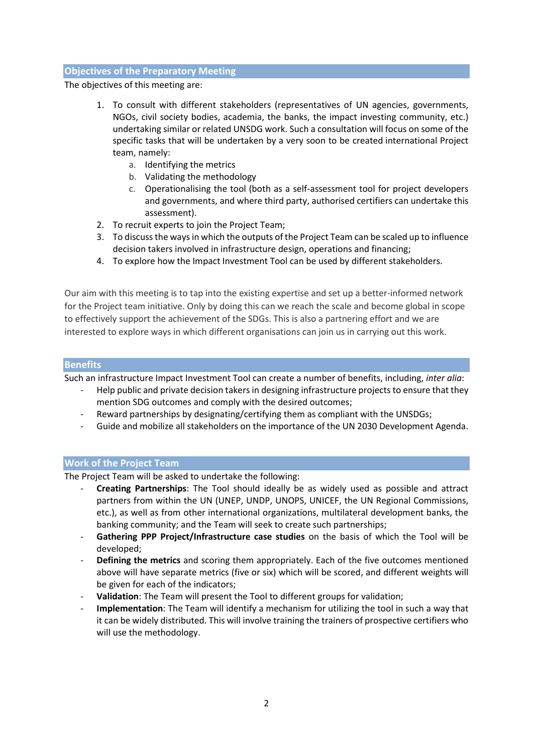## Objectives of the Preparatory Meeting

The objectives of this meeting are:

1. To consult with different stakeholders (representatives of UN agencies, governments, NGOs, civil society bodies, academia, the banks, the impact investing community, etc.) undertaking similar or related UNSDG work. Such a consultation will focus on some of the specific tasks that will be undertaken by a very soon to be created international Project team, namely:
   a. Identifying the metrics
   b. Validating the methodology
   c. Operationalising the tool (both as a self-assessment tool for project developers and governments, and where third party, authorised certifiers can undertake this assessment).
2. To recruit experts to join the Project Team;
3. To discuss the ways in which the outputs of the Project Team can be scaled up to influence decision takers involved in infrastructure design, operations and financing;
4. To explore how the Impact Investment Tool can be used by different stakeholders.

Our aim with this meeting is to tap into the existing expertise and set up a better-informed network for the Project team initiative. Only by doing this can we reach the scale and become global in scope to effectively support the achievement of the SDGs. This is also a partnering effort and we are interested to explore ways in which different organisations can join us in carrying out this work.

## Benefits

Such an infrastructure Impact Investment Tool can create a number of benefits, including, *inter alia*:

- Help public and private decision takers in designing infrastructure projects to ensure that they mention SDG outcomes and comply with the desired outcomes;
- Reward partnerships by designating/certifying them as compliant with the UNSDGs;
- Guide and mobilize all stakeholders on the importance of the UN 2030 Development Agenda.

## Work of the Project Team

The Project Team will be asked to undertake the following:

- **Creating Partnerships**: The Tool should ideally be as widely used as possible and attract partners from within the UN (UNEP, UNDP, UNOPS, UNICEF, the UN Regional Commissions, etc.), as well as from other international organizations, multilateral development banks, the banking community; and the Team will seek to create such partnerships;
- **Gathering PPP Project/Infrastructure case studies** on the basis of which the Tool will be developed;
- **Defining the metrics** and scoring them appropriately. Each of the five outcomes mentioned above will have separate metrics (five or six) which will be scored, and different weights will be given for each of the indicators;
- **Validation**: The Team will present the Tool to different groups for validation;
- **Implementation**: The Team will identify a mechanism for utilizing the tool in such a way that it can be widely distributed. This will involve training the trainers of prospective certifiers who will use the methodology.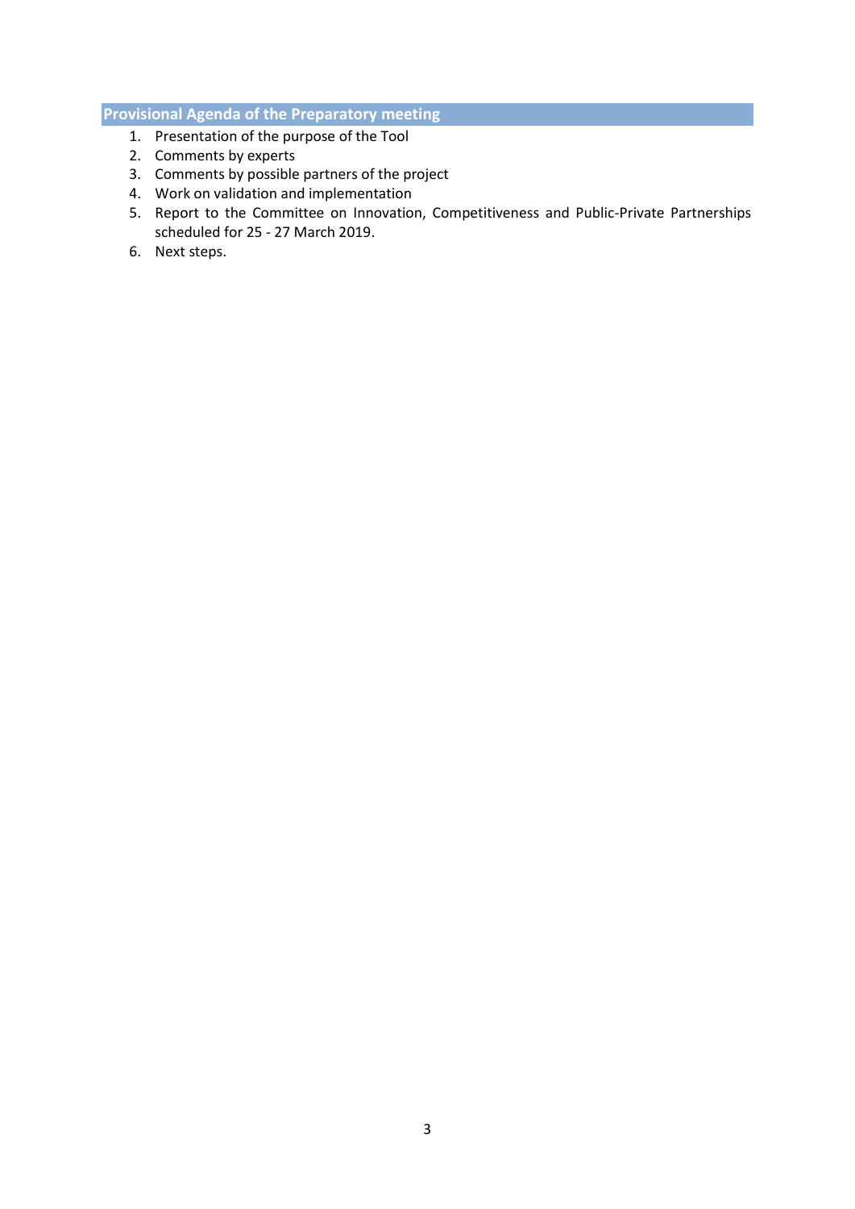## Provisional Agenda of the Preparatory meeting

1. Presentation of the purpose of the Tool
2. Comments by experts
3. Comments by possible partners of the project
4. Work on validation and implementation
5. Report to the Committee on Innovation, Competitiveness and Public-Private Partnerships scheduled for 25 - 27 March 2019.
6. Next steps.